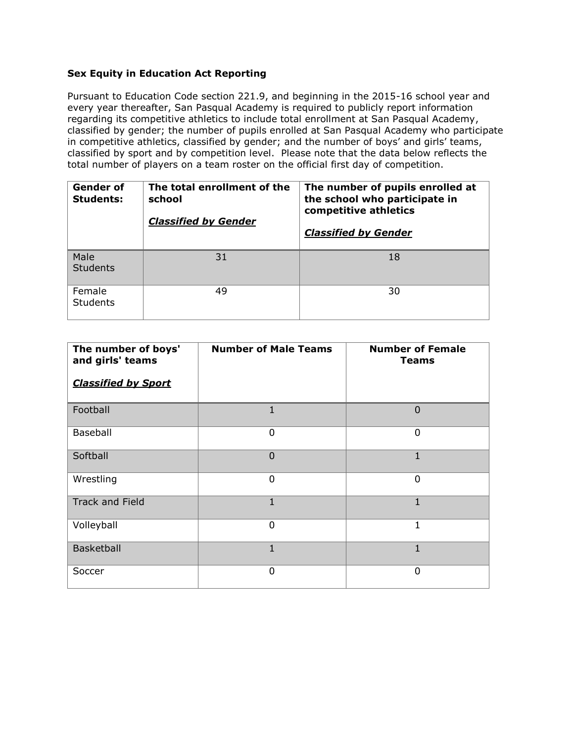**Sex Equity in Education Act Reporting**

Pursuant to Education Code section 221.9, and beginning in the 2015-16 school year and every year thereafter, San Pasqual Academy is required to publicly report information regarding its competitive athletics to include total enrollment at San Pasqual Academy, classified by gender; the number of pupils enrolled at San Pasqual Academy who participate in competitive athletics, classified by gender; and the number of boys' and girls' teams, classified by sport and by competition level. Please note that the data below reflects the total number of players on a team roster on the official first day of competition.

| **Gender of Students:** | **The total enrollment of the school** <br><br> ***Classified by Gender*** | **The number of pupils enrolled at the school who participate in competitive athletics** <br><br> ***Classified by Gender*** |
|---|---|---|
| Male Students | 31 | 18 |
| Female Students | 49 | 30 |

| **The number of boys' and girls' teams** <br><br> ***Classified by Sport*** | **Number of Male Teams** | **Number of Female Teams** |
|---|---|---|
| Football | 1 | 0 |
| Baseball | 0 | 0 |
| Softball | 0 | 1 |
| Wrestling | 0 | 0 |
| Track and Field | 1 | 1 |
| Volleyball | 0 | 1 |
| Basketball | 1 | 1 |
| Soccer | 0 | 0 |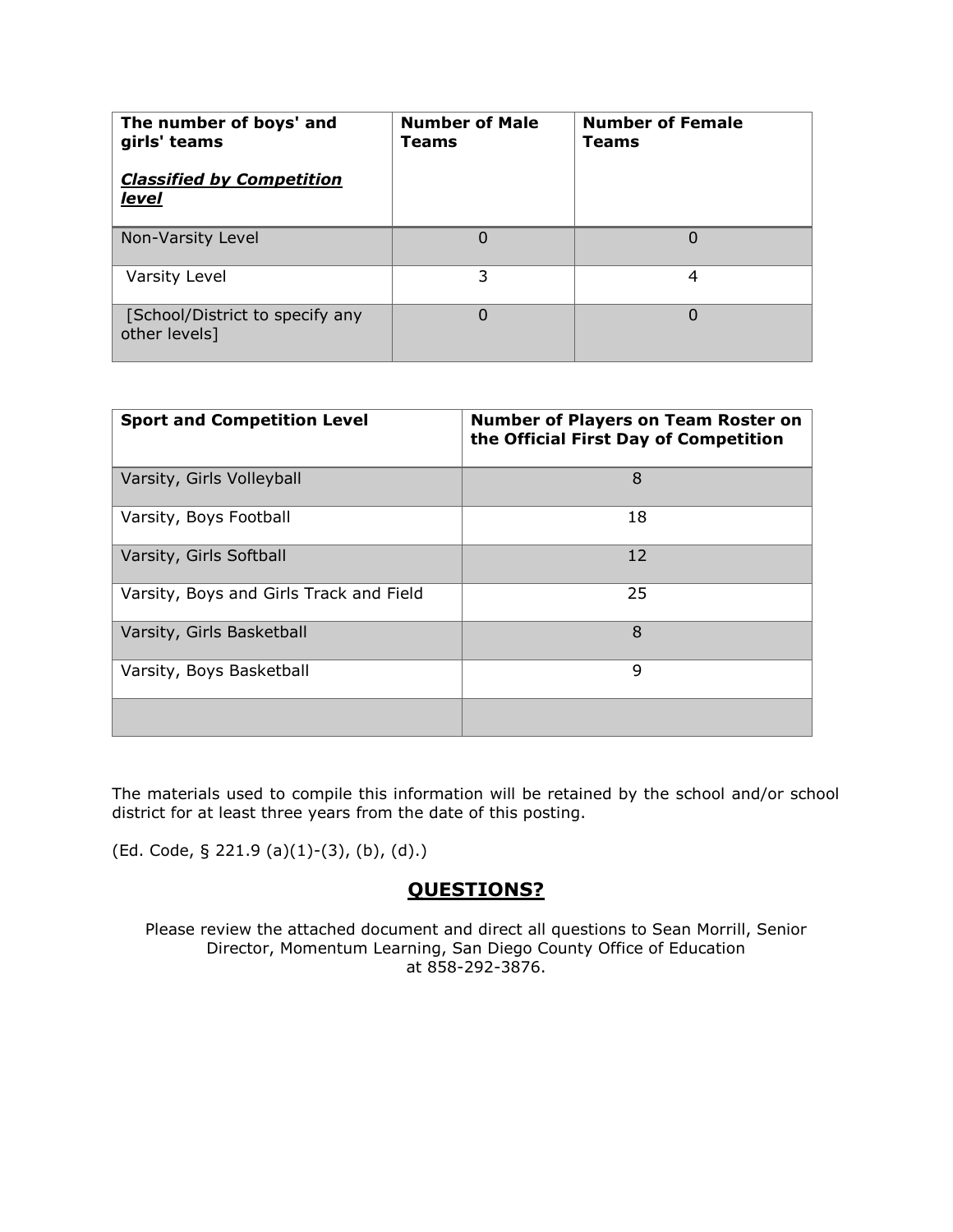| The number of boys' and girls' teams<br><br>***Classified by Competition level*** | Number of Male Teams | Number of Female Teams |
|---|---|---|
| Non-Varsity Level | 0 | 0 |
| Varsity Level | 3 | 4 |
| [School/District to specify any other levels] | 0 | 0 |

| Sport and Competition Level | Number of Players on Team Roster on the Official First Day of Competition |
|---|---|
| Varsity, Girls Volleyball | 8 |
| Varsity, Boys Football | 18 |
| Varsity, Girls Softball | 12 |
| Varsity, Boys and Girls Track and Field | 25 |
| Varsity, Girls Basketball | 8 |
| Varsity, Boys Basketball | 9 |
| | |

The materials used to compile this information will be retained by the school and/or school district for at least three years from the date of this posting.

(Ed. Code, § 221.9 (a)(1)-(3), (b), (d).)

## QUESTIONS?

Please review the attached document and direct all questions to Sean Morrill, Senior Director, Momentum Learning, San Diego County Office of Education at 858-292-3876.